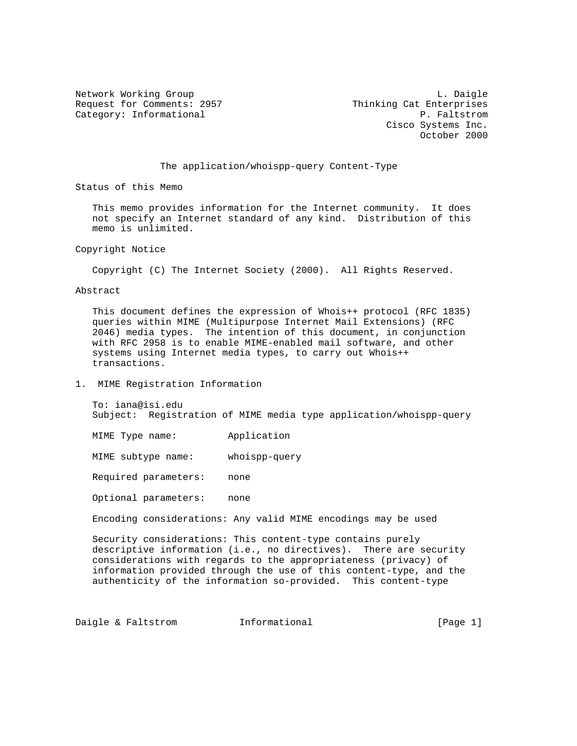Network Working Group — L. Daigle
Request for Comments: 2957 — Thinking Cat Enterprises
Category: Informational — P. Faltstrom, Cisco Systems Inc.
October 2000

# The application/whoispp-query Content-Type

## Status of this Memo

This memo provides information for the Internet community. It does not specify an Internet standard of any kind. Distribution of this memo is unlimited.

## Copyright Notice

Copyright (C) The Internet Society (2000). All Rights Reserved.

## Abstract

This document defines the expression of Whois++ protocol (RFC 1835) queries within MIME (Multipurpose Internet Mail Extensions) (RFC 2046) media types. The intention of this document, in conjunction with RFC 2958 is to enable MIME-enabled mail software, and other systems using Internet media types, to carry out Whois++ transactions.

## 1. MIME Registration Information

To: iana@isi.edu
Subject: Registration of MIME media type application/whoispp-query

MIME Type name: Application

MIME subtype name: whoispp-query

Required parameters: none

Optional parameters: none

Encoding considerations: Any valid MIME encodings may be used

Security considerations: This content-type contains purely descriptive information (i.e., no directives). There are security considerations with regards to the appropriateness (privacy) of information provided through the use of this content-type, and the authenticity of the information so-provided. This content-type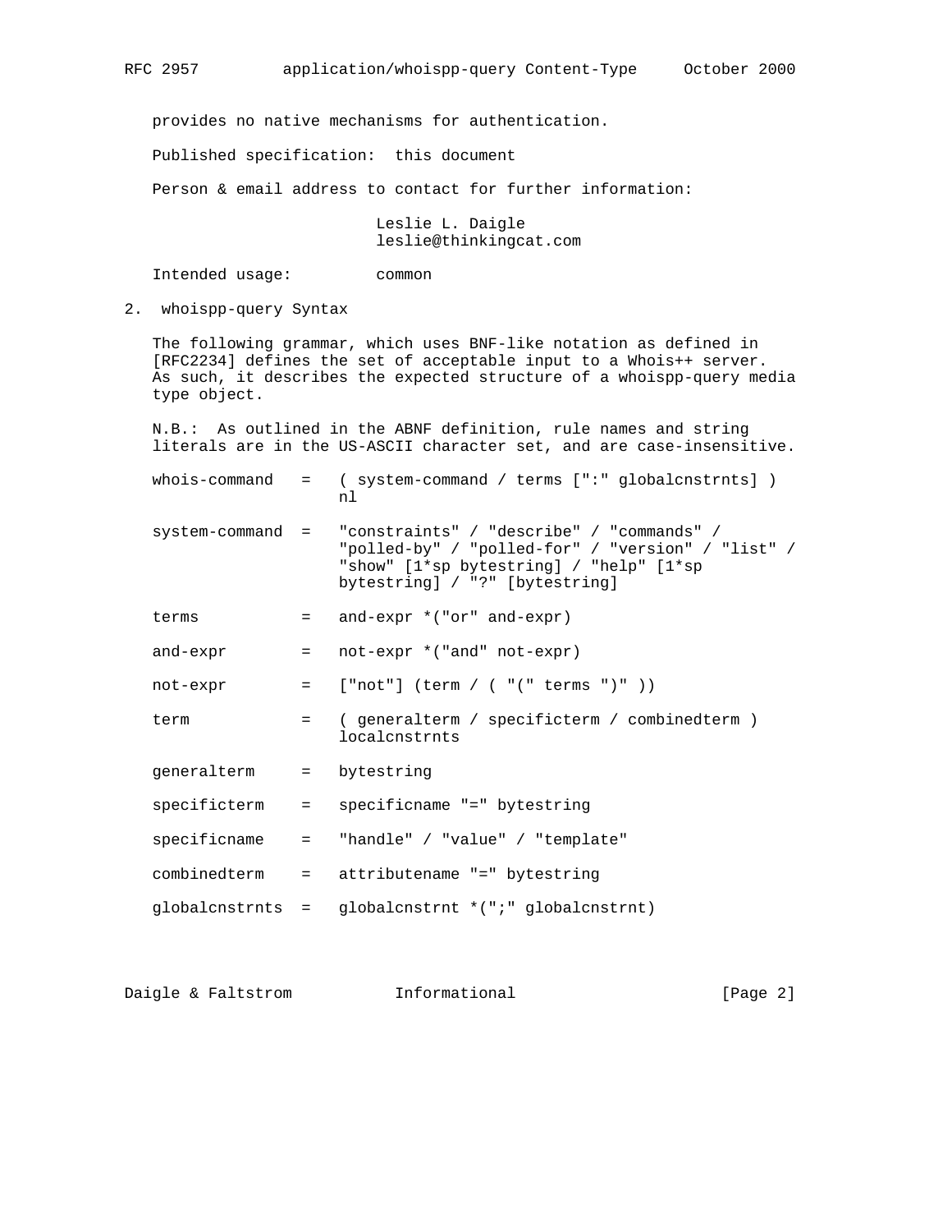provides no native mechanisms for authentication.

Published specification: this document

Person & email address to contact for further information:

Leslie L. Daigle
leslie@thinkingcat.com

Intended usage: common

## 2. whoispp-query Syntax

The following grammar, which uses BNF-like notation as defined in [RFC2234] defines the set of acceptable input to a Whois++ server. As such, it describes the expected structure of a whoispp-query media type object.

N.B.: As outlined in the ABNF definition, rule names and string literals are in the US-ASCII character set, and are case-insensitive.

```
whois-command   =   ( system-command / terms [":" globalcnstrnts] )
                    nl

system-command  =   "constraints" / "describe" / "commands" /
                    "polled-by" / "polled-for" / "version" / "list" /
                    "show" [1*sp bytestring] / "help" [1*sp
                    bytestring] / "?" [bytestring]

terms           =   and-expr *("or" and-expr)

and-expr        =   not-expr *("and" not-expr)

not-expr        =   ["not"] (term / ( "(" terms ")" ))

term            =   ( generalterm / specificterm / combinedterm )
                    localcnstrnts

generalterm     =   bytestring

specificterm    =   specificname "=" bytestring

specificname    =   "handle" / "value" / "template"

combinedterm    =   attributename "=" bytestring

globalcnstrnts  =   globalcnstrnt *(";" globalcnstrnt)
```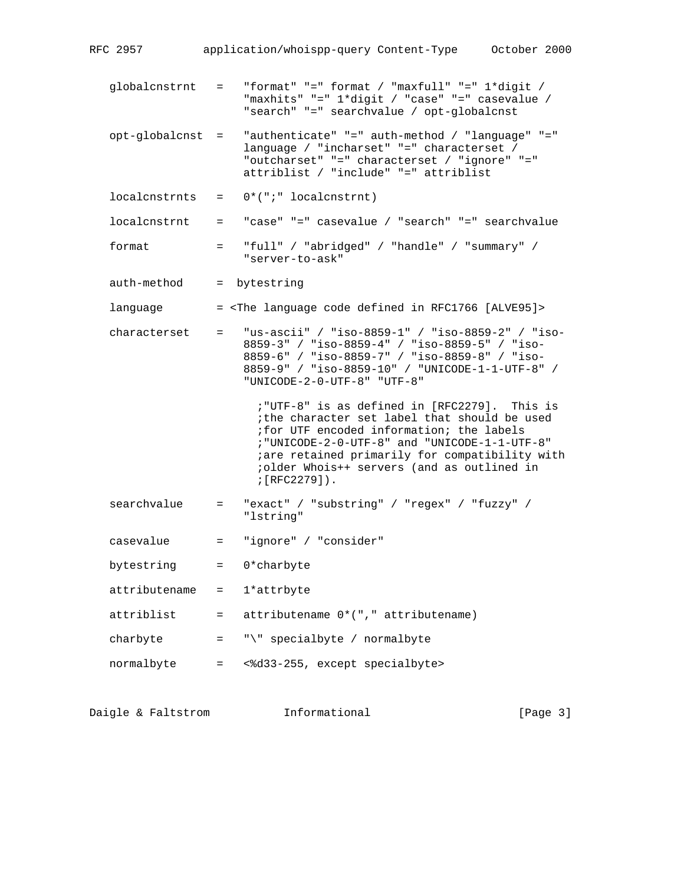```
   globalcnstrnt   =   "format" "=" format / "maxfull" "=" 1*digit /
                       "maxhits" "=" 1*digit / "case" "=" casevalue /
                       "search" "=" searchvalue / opt-globalcnst

   opt-globalcnst  =   "authenticate" "=" auth-method / "language" "="
                       language / "incharset" "=" characterset /
                       "outcharset" "=" characterset / "ignore" "="
                       attriblist / "include" "=" attriblist

   localcnstrnts   =   0*(";" localcnstrnt)

   localcnstrnt    =   "case" "=" casevalue / "search" "=" searchvalue

   format          =   "full" / "abridged" / "handle" / "summary" /
                       "server-to-ask"

   auth-method     =  bytestring

   language        = <The language code defined in RFC1766 [ALVE95]>

   characterset    =   "us-ascii" / "iso-8859-1" / "iso-8859-2" / "iso-
                       8859-3" / "iso-8859-4" / "iso-8859-5" / "iso-
                       8859-6" / "iso-8859-7" / "iso-8859-8" / "iso-
                       8859-9" / "iso-8859-10" / "UNICODE-1-1-UTF-8" /
                       "UNICODE-2-0-UTF-8" "UTF-8"

                         ;"UTF-8" is as defined in [RFC2279].  This is
                         ;the character set label that should be used
                         ;for UTF encoded information; the labels
                         ;"UNICODE-2-0-UTF-8" and "UNICODE-1-1-UTF-8"
                         ;are retained primarily for compatibility with
                         ;older Whois++ servers (and as outlined in
                         ;[RFC2279]).

   searchvalue     =   "exact" / "substring" / "regex" / "fuzzy" /
                       "lstring"

   casevalue       =   "ignore" / "consider"

   bytestring      =   0*charbyte

   attributename   =   1*attrbyte

   attriblist      =   attributename 0*("," attributename)

   charbyte        =   "\" specialbyte / normalbyte

   normalbyte      =   <%d33-255, except specialbyte>
```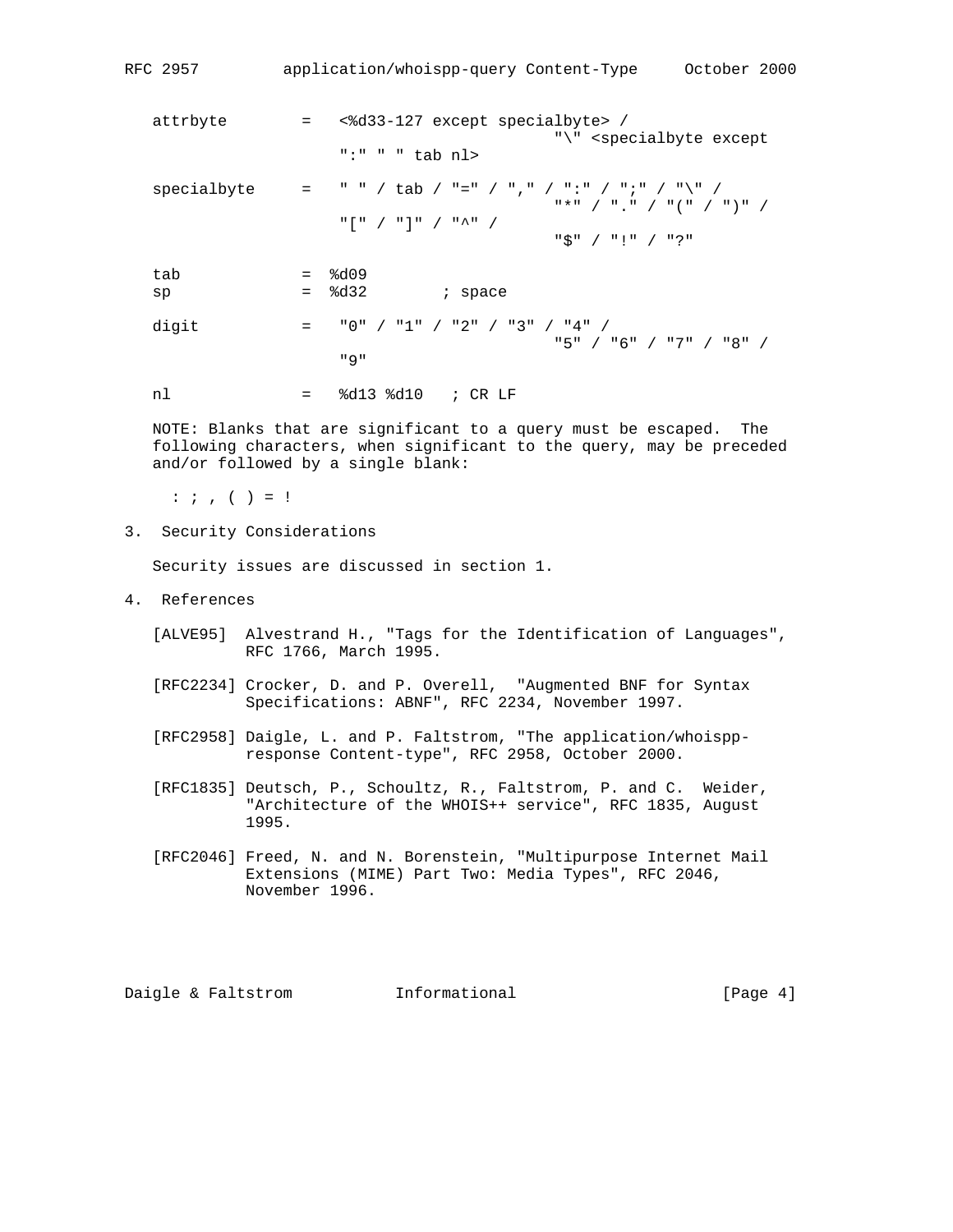```
attrbyte        =   <%d33-127 except specialbyte> /
                                  "\" <specialbyte except
                    ":" " " tab nl>

specialbyte     =   " " / tab / "=" / "," / ":" / ";" / "\" /
                                  "*" / "." / "(" / ")" /
                    "[" / "]" / "^" /
                                  "$" / "!" / "?"

tab             =  %d09
sp              =  %d32        ; space

digit           =   "0" / "1" / "2" / "3" / "4" /
                                  "5" / "6" / "7" / "8" /
                    "9"

nl              =   %d13 %d10   ; CR LF
```

NOTE: Blanks that are significant to a query must be escaped. The following characters, when significant to the query, may be preceded and/or followed by a single blank:

```
: ; , ( ) = !
```

## 3. Security Considerations

Security issues are discussed in section 1.

## 4. References

[ALVE95] Alvestrand H., "Tags for the Identification of Languages", RFC 1766, March 1995.

[RFC2234] Crocker, D. and P. Overell, "Augmented BNF for Syntax Specifications: ABNF", RFC 2234, November 1997.

[RFC2958] Daigle, L. and P. Faltstrom, "The application/whoispp-response Content-type", RFC 2958, October 2000.

[RFC1835] Deutsch, P., Schoultz, R., Faltstrom, P. and C. Weider, "Architecture of the WHOIS++ service", RFC 1835, August 1995.

[RFC2046] Freed, N. and N. Borenstein, "Multipurpose Internet Mail Extensions (MIME) Part Two: Media Types", RFC 2046, November 1996.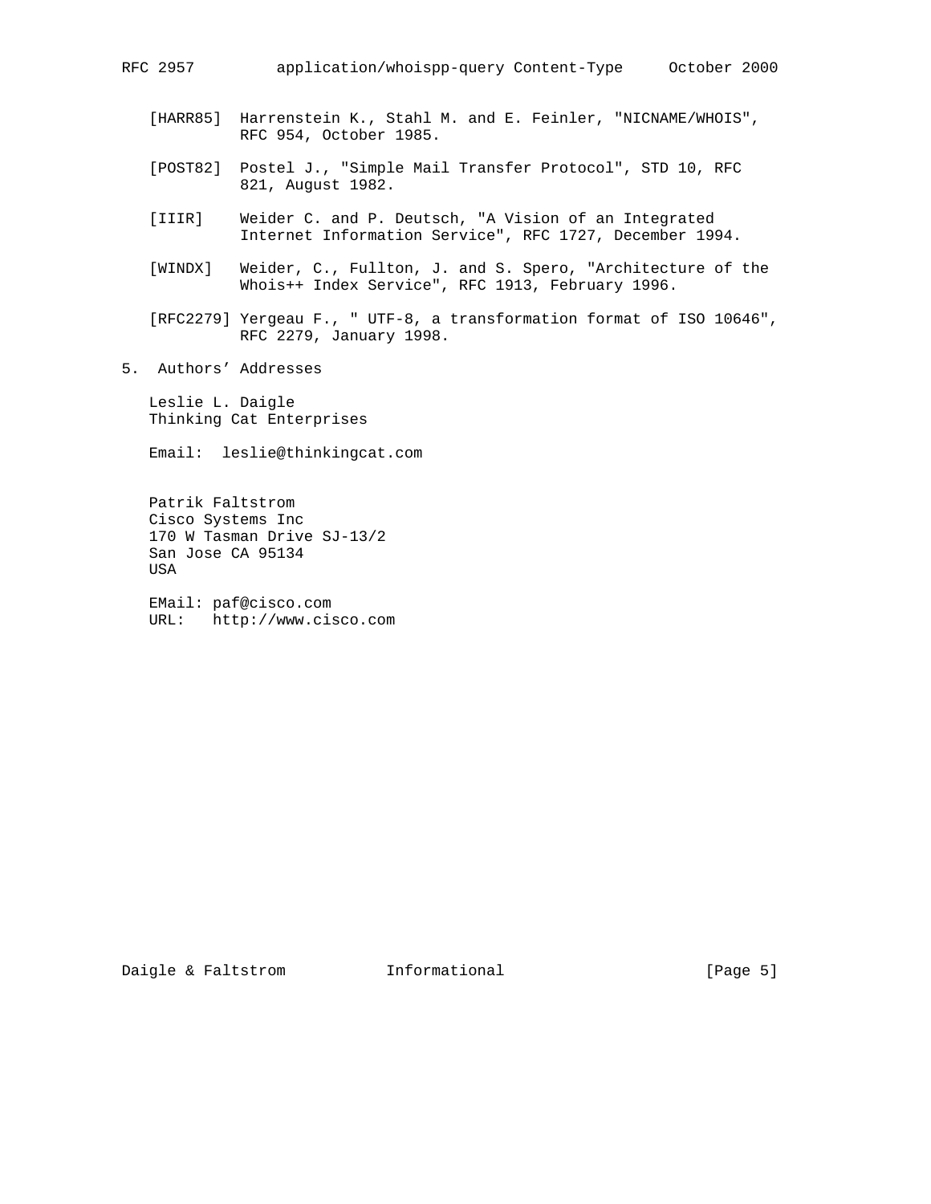[HARR85] Harrenstein K., Stahl M. and E. Feinler, "NICNAME/WHOIS", RFC 954, October 1985.

[POST82] Postel J., "Simple Mail Transfer Protocol", STD 10, RFC 821, August 1982.

[IIIR] Weider C. and P. Deutsch, "A Vision of an Integrated Internet Information Service", RFC 1727, December 1994.

[WINDX] Weider, C., Fullton, J. and S. Spero, "Architecture of the Whois++ Index Service", RFC 1913, February 1996.

[RFC2279] Yergeau F., " UTF-8, a transformation format of ISO 10646", RFC 2279, January 1998.

## 5. Authors' Addresses

Leslie L. Daigle
Thinking Cat Enterprises

Email: leslie@thinkingcat.com

Patrik Faltstrom
Cisco Systems Inc
170 W Tasman Drive SJ-13/2
San Jose CA 95134
USA

EMail: paf@cisco.com
URL: http://www.cisco.com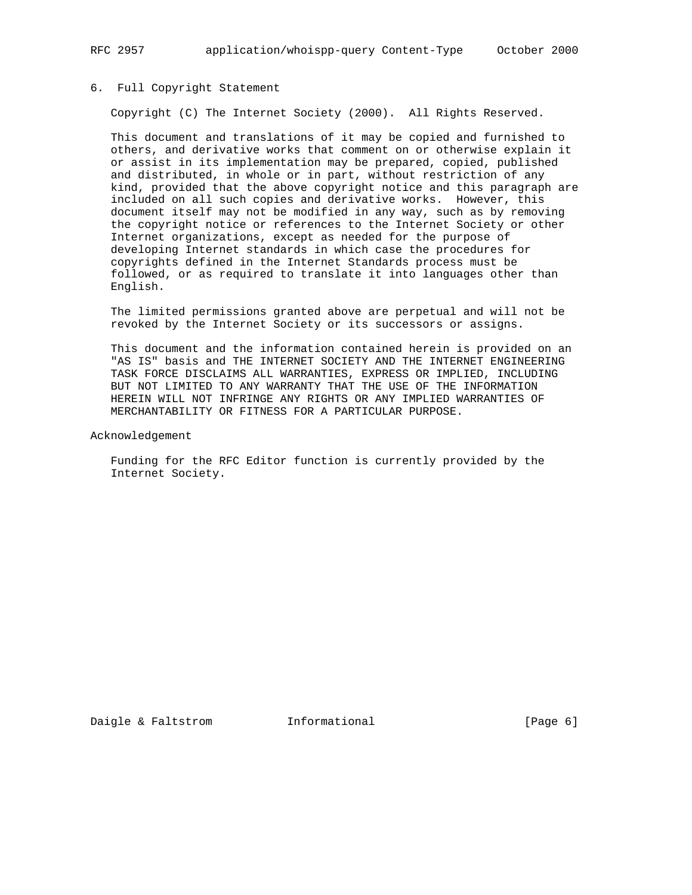## 6. Full Copyright Statement

Copyright (C) The Internet Society (2000). All Rights Reserved.

This document and translations of it may be copied and furnished to others, and derivative works that comment on or otherwise explain it or assist in its implementation may be prepared, copied, published and distributed, in whole or in part, without restriction of any kind, provided that the above copyright notice and this paragraph are included on all such copies and derivative works. However, this document itself may not be modified in any way, such as by removing the copyright notice or references to the Internet Society or other Internet organizations, except as needed for the purpose of developing Internet standards in which case the procedures for copyrights defined in the Internet Standards process must be followed, or as required to translate it into languages other than English.

The limited permissions granted above are perpetual and will not be revoked by the Internet Society or its successors or assigns.

This document and the information contained herein is provided on an "AS IS" basis and THE INTERNET SOCIETY AND THE INTERNET ENGINEERING TASK FORCE DISCLAIMS ALL WARRANTIES, EXPRESS OR IMPLIED, INCLUDING BUT NOT LIMITED TO ANY WARRANTY THAT THE USE OF THE INFORMATION HEREIN WILL NOT INFRINGE ANY RIGHTS OR ANY IMPLIED WARRANTIES OF MERCHANTABILITY OR FITNESS FOR A PARTICULAR PURPOSE.

## Acknowledgement

Funding for the RFC Editor function is currently provided by the Internet Society.